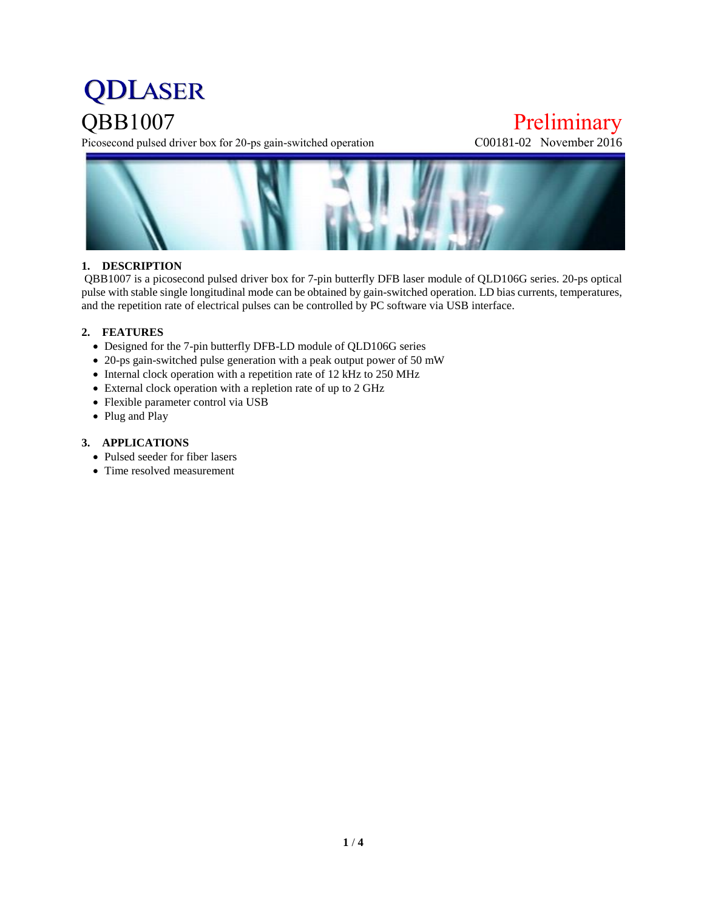QDLASER

# QBB1007

Preliminary

Picosecond pulsed driver box for 20-ps gain-switched operation

C00181-02 November 2016

## 1. DESCRIPTION

QBB1007 is a picosecond pulsed driver box for 7-pin butterfly DFB laser module of QLD106G series. 20-ps optical pulse with stable single longitudinal mode can be obtained by gain-switched operation. LD bias currents, temperatures, and the repetition rate of electrical pulses can be controlled by PC software via USB interface.

## 2. FEATURES

- Designed for the 7-pin butterfly DFB-LD module of QLD106G series
- 20-ps gain-switched pulse generation with a peak output power of 50 mW
- Internal clock operation with a repetition rate of 12 kHz to 250 MHz
- External clock operation with a repletion rate of up to 2 GHz
- Flexible parameter control via USB
- Plug and Play

## 3. APPLICATIONS

- Pulsed seeder for fiber lasers
- Time resolved measurement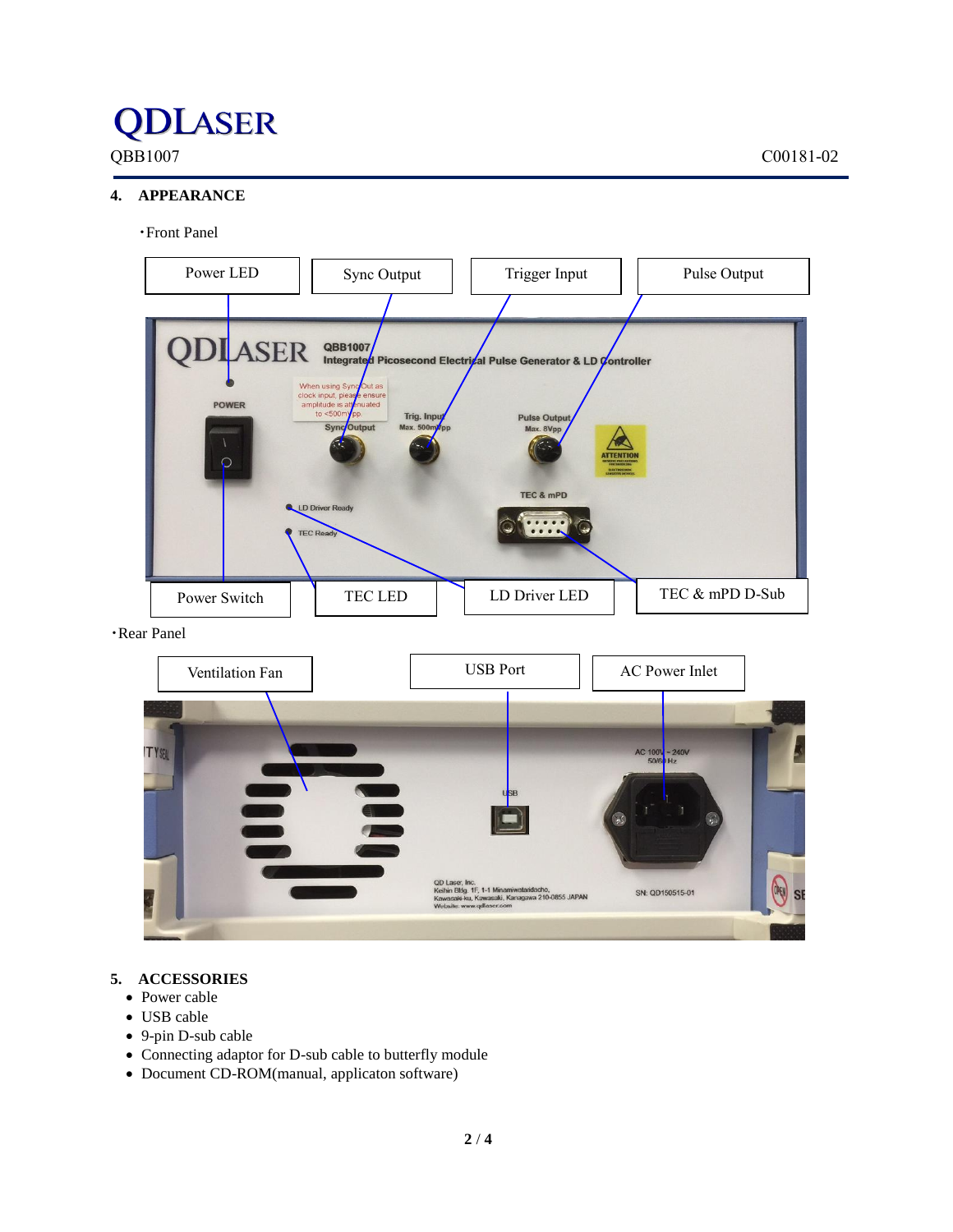## 4. APPEARANCE

・Front Panel

Power LED | Sync Output | Trigger Input | Pulse Output

Power Switch | TEC LED | LD Driver LED | TEC & mPD D-Sub

・Rear Panel

Ventilation Fan | USB Port | AC Power Inlet

## 5. ACCESSORIES

- Power cable
- USB cable
- 9-pin D-sub cable
- Connecting adaptor for D-sub cable to butterfly module
- Document CD-ROM(manual, applicaton software)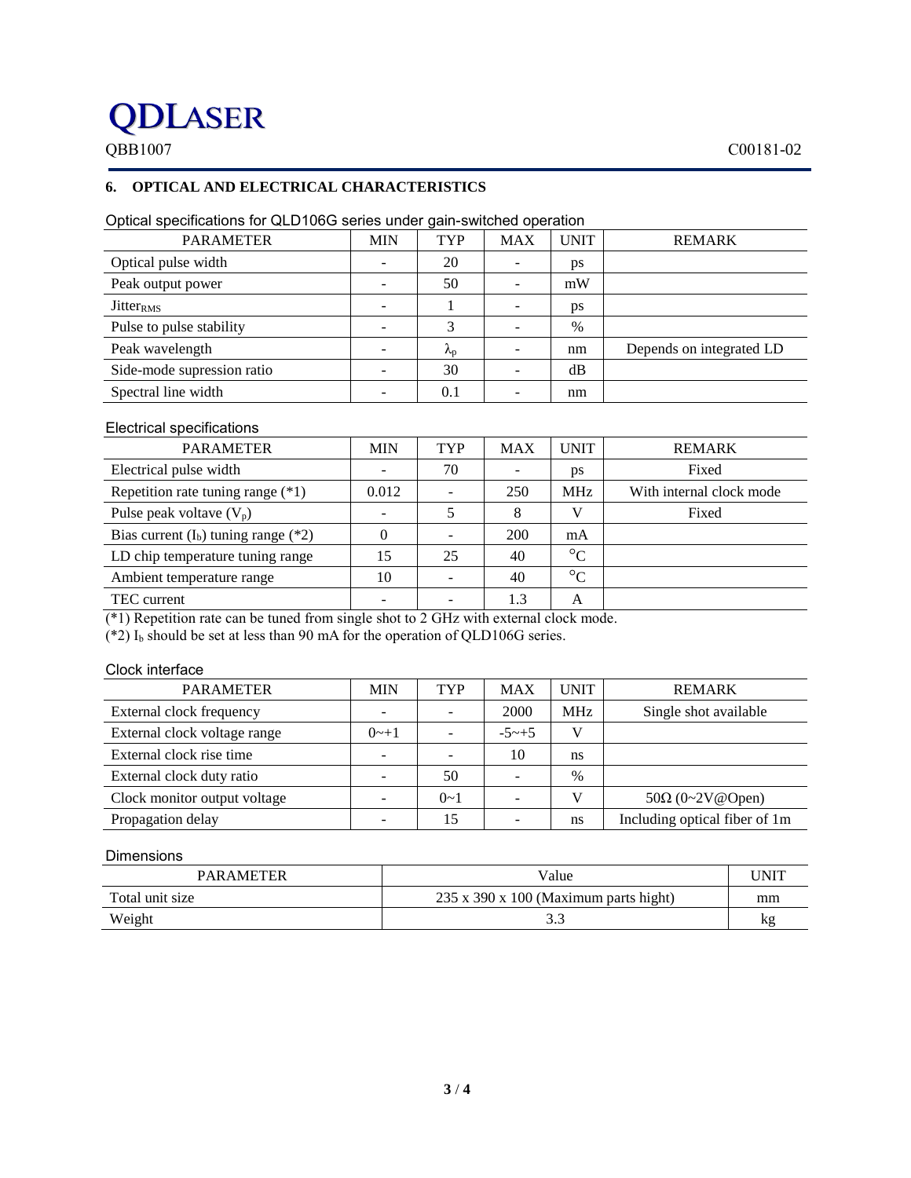## 6. OPTICAL AND ELECTRICAL CHARACTERISTICS

Optical specifications for QLD106G series under gain-switched operation

| PARAMETER | MIN | TYP | MAX | UNIT | REMARK |
|---|---|---|---|---|---|
| Optical pulse width | - | 20 | - | ps | |
| Peak output power | - | 50 | - | mW | |
| $Jitter_{RMS}$ | - | 1 | - | ps | |
| Pulse to pulse stability | - | 3 | - | % | |
| Peak wavelength | - | $\lambda_p$ | - | nm | Depends on integrated LD |
| Side-mode supression ratio | - | 30 | - | dB | |
| Spectral line width | - | 0.1 | - | nm | |

Electrical specifications

| PARAMETER | MIN | TYP | MAX | UNIT | REMARK |
|---|---|---|---|---|---|
| Electrical pulse width | - | 70 | - | ps | Fixed |
| Repetition rate tuning range (*1) | 0.012 | - | 250 | MHz | With internal clock mode |
| Pulse peak voltave ($V_p$) | - | 5 | 8 | V | Fixed |
| Bias current ($I_b$) tuning range (*2) | 0 | - | 200 | mA | |
| LD chip temperature tuning range | 15 | 25 | 40 | °C | |
| Ambient temperature range | 10 | - | 40 | °C | |
| TEC current | - | - | 1.3 | A | |

(*1) Repetition rate can be tuned from single shot to 2 GHz with external clock mode.

(*2) $I_b$ should be set at less than 90 mA for the operation of QLD106G series.

Clock interface

| PARAMETER | MIN | TYP | MAX | UNIT | REMARK |
|---|---|---|---|---|---|
| External clock frequency | - | - | 2000 | MHz | Single shot available |
| External clock voltage range | 0~+1 | - | -5~+5 | V | |
| External clock rise time | - | - | 10 | ns | |
| External clock duty ratio | - | 50 | - | % | |
| Clock monitor output voltage | - | 0~1 | - | V | 50Ω (0~2V@Open) |
| Propagation delay | - | 15 | - | ns | Including optical fiber of 1m |

Dimensions

| PARAMETER | Value | UNIT |
|---|---|---|
| Total unit size | 235 x 390 x 100 (Maximum parts hight) | mm |
| Weight | 3.3 | kg |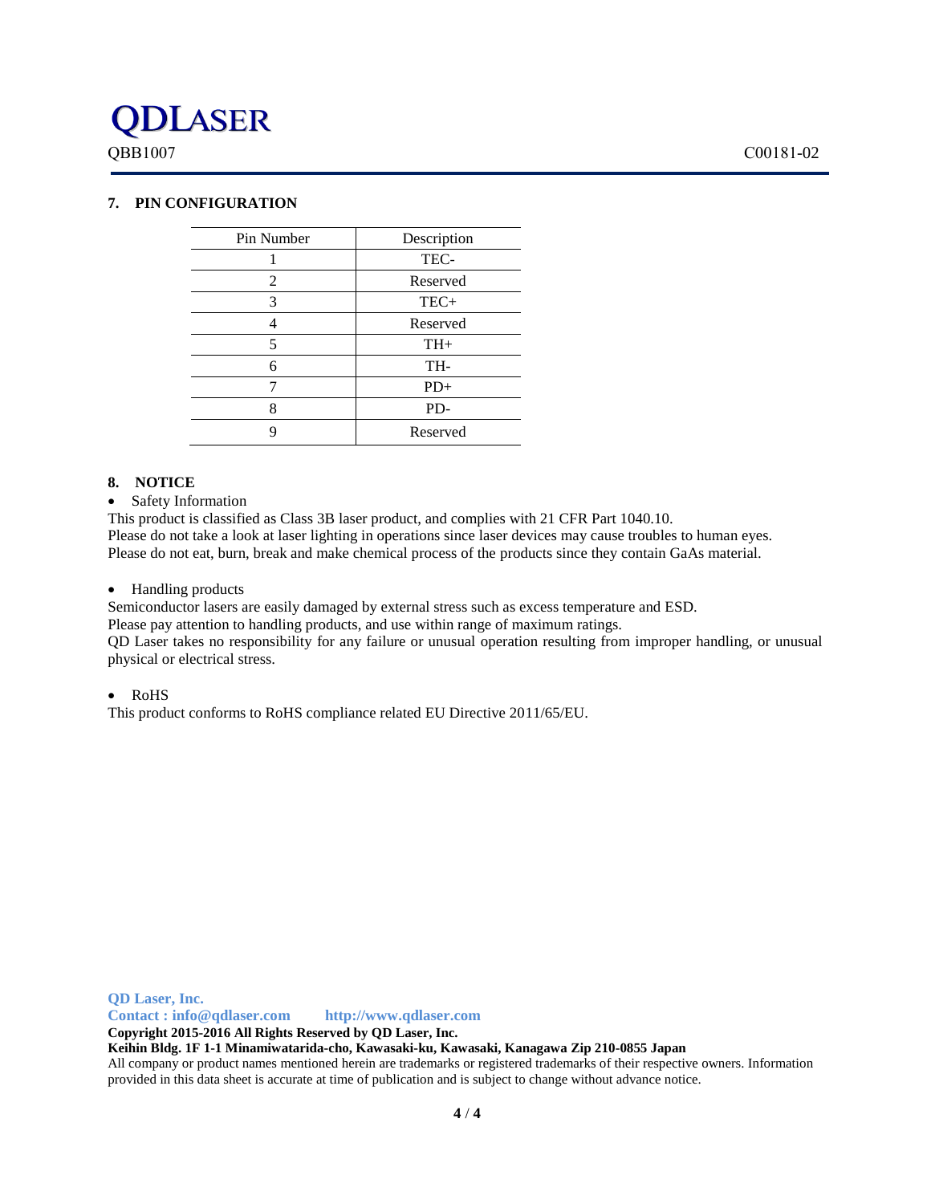## 7. PIN CONFIGURATION

| Pin Number | Description |
|---|---|
| 1 | TEC- |
| 2 | Reserved |
| 3 | TEC+ |
| 4 | Reserved |
| 5 | TH+ |
| 6 | TH- |
| 7 | PD+ |
| 8 | PD- |
| 9 | Reserved |

## 8. NOTICE

- Safety Information

This product is classified as Class 3B laser product, and complies with 21 CFR Part 1040.10.
Please do not take a look at laser lighting in operations since laser devices may cause troubles to human eyes.
Please do not eat, burn, break and make chemical process of the products since they contain GaAs material.

- Handling products

Semiconductor lasers are easily damaged by external stress such as excess temperature and ESD.
Please pay attention to handling products, and use within range of maximum ratings.
QD Laser takes no responsibility for any failure or unusual operation resulting from improper handling, or unusual physical or electrical stress.

- RoHS

This product conforms to RoHS compliance related EU Directive 2011/65/EU.

**QD Laser, Inc.**
**Contact : info@qdlaser.com** **http://www.qdlaser.com**
**Copyright 2015-2016 All Rights Reserved by QD Laser, Inc.**
**Keihin Bldg. 1F 1-1 Minamiwatarida-cho, Kawasaki-ku, Kawasaki, Kanagawa Zip 210-0855 Japan**
All company or product names mentioned herein are trademarks or registered trademarks of their respective owners. Information provided in this data sheet is accurate at time of publication and is subject to change without advance notice.